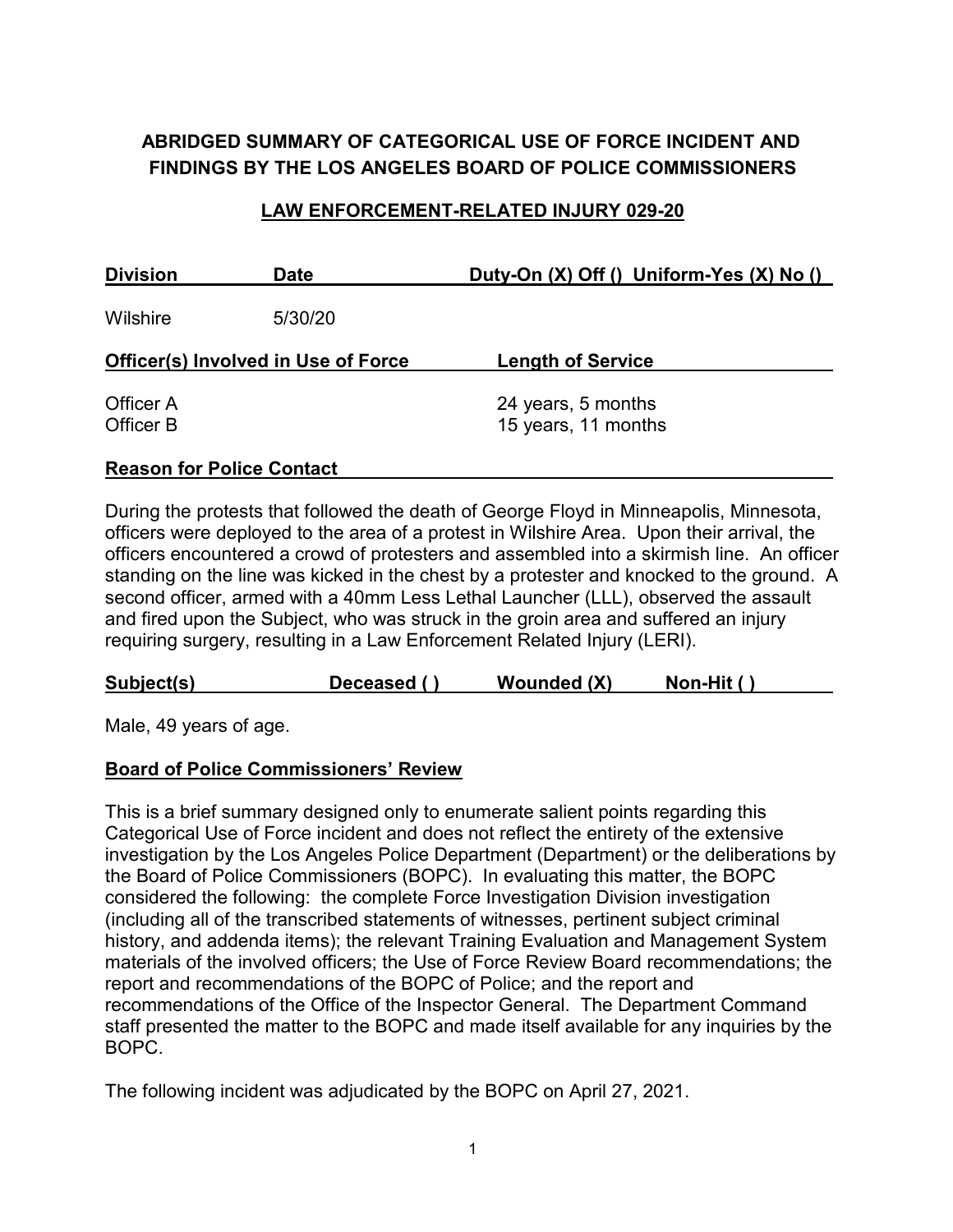# ABRIDGED SUMMARY OF CATEGORICAL USE OF FORCE INCIDENT AND FINDINGS BY THE LOS ANGELES BOARD OF POLICE COMMISSIONERS

## LAW ENFORCEMENT-RELATED INJURY 029-20

| Division | Date | Duty-On (X) Off () Uniform-Yes (X) No () |
|---|---|---|
| Wilshire | 5/30/20 | |

| Officer(s) Involved in Use of Force | Length of Service |
|---|---|
| Officer A | 24 years, 5 months |
| Officer B | 15 years, 11 months |

**Reason for Police Contact**

During the protests that followed the death of George Floyd in Minneapolis, Minnesota, officers were deployed to the area of a protest in Wilshire Area. Upon their arrival, the officers encountered a crowd of protesters and assembled into a skirmish line. An officer standing on the line was kicked in the chest by a protester and knocked to the ground. A second officer, armed with a 40mm Less Lethal Launcher (LLL), observed the assault and fired upon the Subject, who was struck in the groin area and suffered an injury requiring surgery, resulting in a Law Enforcement Related Injury (LERI).

| Subject(s) | Deceased ( ) | Wounded (X) | Non-Hit ( ) |
|---|---|---|---|

Male, 49 years of age.

**Board of Police Commissioners' Review**

This is a brief summary designed only to enumerate salient points regarding this Categorical Use of Force incident and does not reflect the entirety of the extensive investigation by the Los Angeles Police Department (Department) or the deliberations by the Board of Police Commissioners (BOPC). In evaluating this matter, the BOPC considered the following: the complete Force Investigation Division investigation (including all of the transcribed statements of witnesses, pertinent subject criminal history, and addenda items); the relevant Training Evaluation and Management System materials of the involved officers; the Use of Force Review Board recommendations; the report and recommendations of the BOPC of Police; and the report and recommendations of the Office of the Inspector General. The Department Command staff presented the matter to the BOPC and made itself available for any inquiries by the BOPC.

The following incident was adjudicated by the BOPC on April 27, 2021.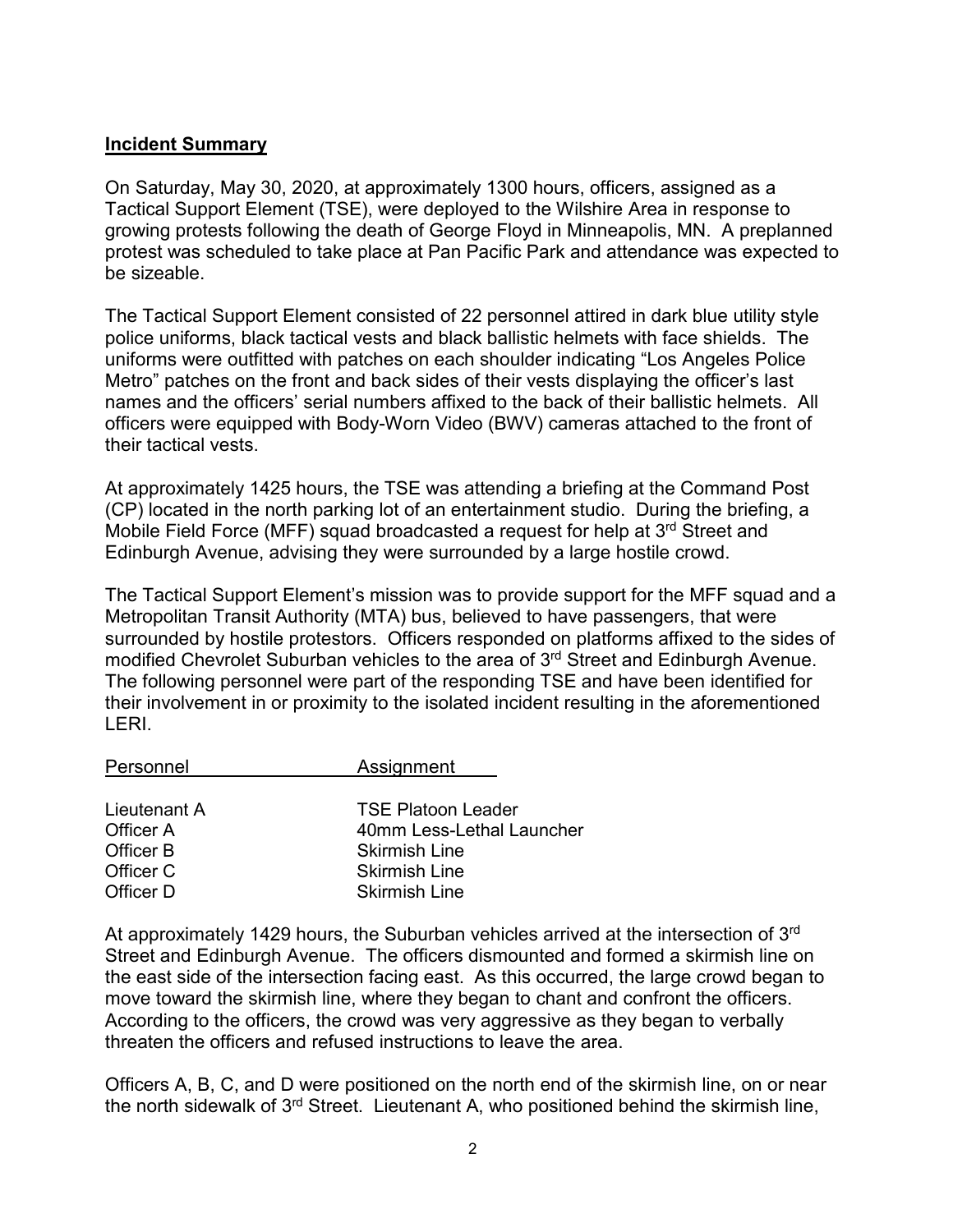**Incident Summary**

On Saturday, May 30, 2020, at approximately 1300 hours, officers, assigned as a Tactical Support Element (TSE), were deployed to the Wilshire Area in response to growing protests following the death of George Floyd in Minneapolis, MN. A preplanned protest was scheduled to take place at Pan Pacific Park and attendance was expected to be sizeable.

The Tactical Support Element consisted of 22 personnel attired in dark blue utility style police uniforms, black tactical vests and black ballistic helmets with face shields. The uniforms were outfitted with patches on each shoulder indicating "Los Angeles Police Metro" patches on the front and back sides of their vests displaying the officer's last names and the officers' serial numbers affixed to the back of their ballistic helmets. All officers were equipped with Body-Worn Video (BWV) cameras attached to the front of their tactical vests.

At approximately 1425 hours, the TSE was attending a briefing at the Command Post (CP) located in the north parking lot of an entertainment studio. During the briefing, a Mobile Field Force (MFF) squad broadcasted a request for help at 3rd Street and Edinburgh Avenue, advising they were surrounded by a large hostile crowd.

The Tactical Support Element's mission was to provide support for the MFF squad and a Metropolitan Transit Authority (MTA) bus, believed to have passengers, that were surrounded by hostile protestors. Officers responded on platforms affixed to the sides of modified Chevrolet Suburban vehicles to the area of 3rd Street and Edinburgh Avenue. The following personnel were part of the responding TSE and have been identified for their involvement in or proximity to the isolated incident resulting in the aforementioned LERI.

| Personnel | Assignment |
|---|---|
| Lieutenant A | TSE Platoon Leader |
| Officer A | 40mm Less-Lethal Launcher |
| Officer B | Skirmish Line |
| Officer C | Skirmish Line |
| Officer D | Skirmish Line |

At approximately 1429 hours, the Suburban vehicles arrived at the intersection of 3rd Street and Edinburgh Avenue. The officers dismounted and formed a skirmish line on the east side of the intersection facing east. As this occurred, the large crowd began to move toward the skirmish line, where they began to chant and confront the officers. According to the officers, the crowd was very aggressive as they began to verbally threaten the officers and refused instructions to leave the area.

Officers A, B, C, and D were positioned on the north end of the skirmish line, on or near the north sidewalk of 3rd Street. Lieutenant A, who positioned behind the skirmish line,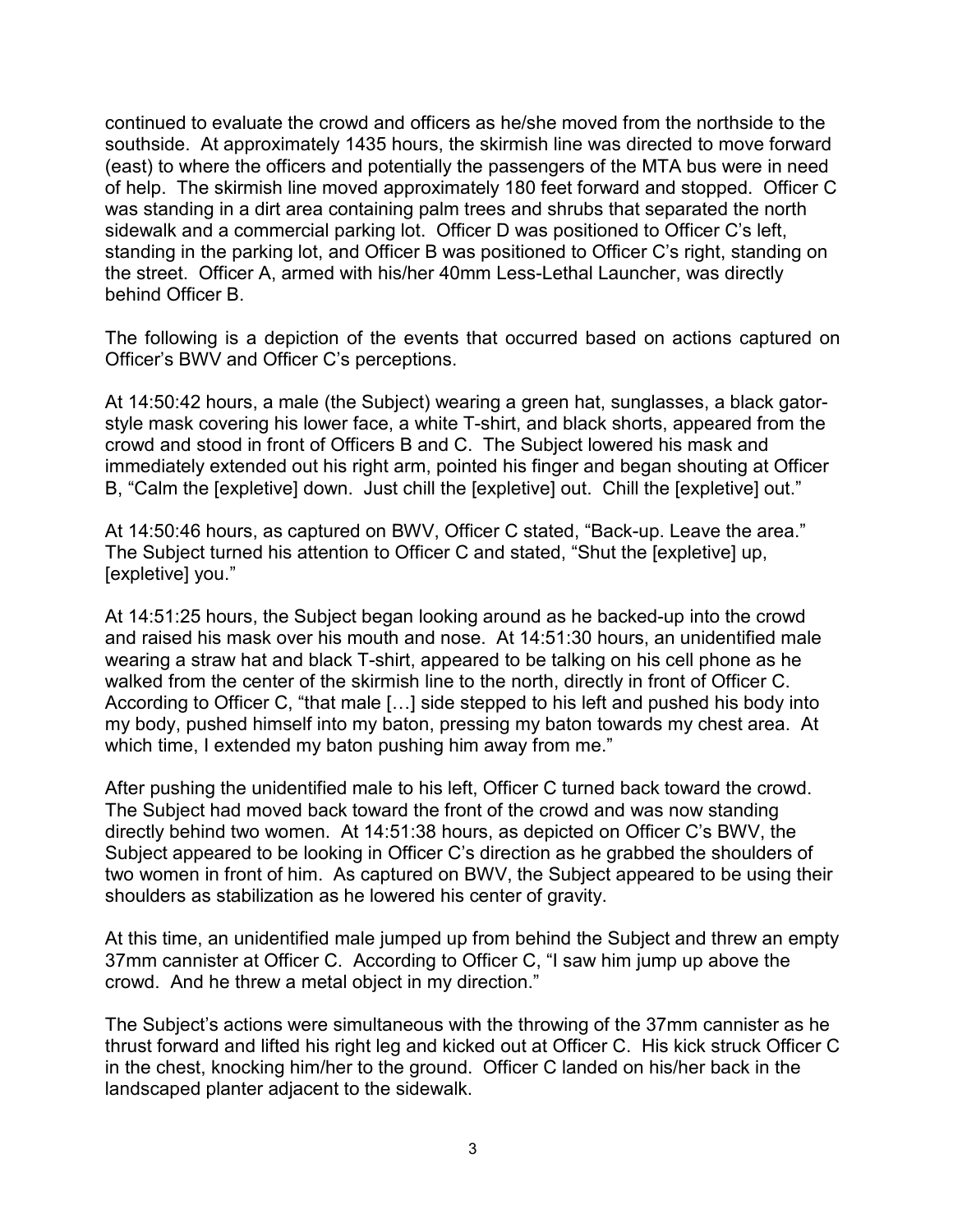continued to evaluate the crowd and officers as he/she moved from the northside to the southside. At approximately 1435 hours, the skirmish line was directed to move forward (east) to where the officers and potentially the passengers of the MTA bus were in need of help. The skirmish line moved approximately 180 feet forward and stopped. Officer C was standing in a dirt area containing palm trees and shrubs that separated the north sidewalk and a commercial parking lot. Officer D was positioned to Officer C's left, standing in the parking lot, and Officer B was positioned to Officer C's right, standing on the street. Officer A, armed with his/her 40mm Less-Lethal Launcher, was directly behind Officer B.

The following is a depiction of the events that occurred based on actions captured on Officer's BWV and Officer C's perceptions.

At 14:50:42 hours, a male (the Subject) wearing a green hat, sunglasses, a black gator-style mask covering his lower face, a white T-shirt, and black shorts, appeared from the crowd and stood in front of Officers B and C. The Subject lowered his mask and immediately extended out his right arm, pointed his finger and began shouting at Officer B, "Calm the [expletive] down. Just chill the [expletive] out. Chill the [expletive] out."

At 14:50:46 hours, as captured on BWV, Officer C stated, "Back-up. Leave the area." The Subject turned his attention to Officer C and stated, "Shut the [expletive] up, [expletive] you."

At 14:51:25 hours, the Subject began looking around as he backed-up into the crowd and raised his mask over his mouth and nose. At 14:51:30 hours, an unidentified male wearing a straw hat and black T-shirt, appeared to be talking on his cell phone as he walked from the center of the skirmish line to the north, directly in front of Officer C. According to Officer C, "that male […] side stepped to his left and pushed his body into my body, pushed himself into my baton, pressing my baton towards my chest area. At which time, I extended my baton pushing him away from me."

After pushing the unidentified male to his left, Officer C turned back toward the crowd. The Subject had moved back toward the front of the crowd and was now standing directly behind two women. At 14:51:38 hours, as depicted on Officer C's BWV, the Subject appeared to be looking in Officer C's direction as he grabbed the shoulders of two women in front of him. As captured on BWV, the Subject appeared to be using their shoulders as stabilization as he lowered his center of gravity.

At this time, an unidentified male jumped up from behind the Subject and threw an empty 37mm cannister at Officer C. According to Officer C, "I saw him jump up above the crowd. And he threw a metal object in my direction."

The Subject's actions were simultaneous with the throwing of the 37mm cannister as he thrust forward and lifted his right leg and kicked out at Officer C. His kick struck Officer C in the chest, knocking him/her to the ground. Officer C landed on his/her back in the landscaped planter adjacent to the sidewalk.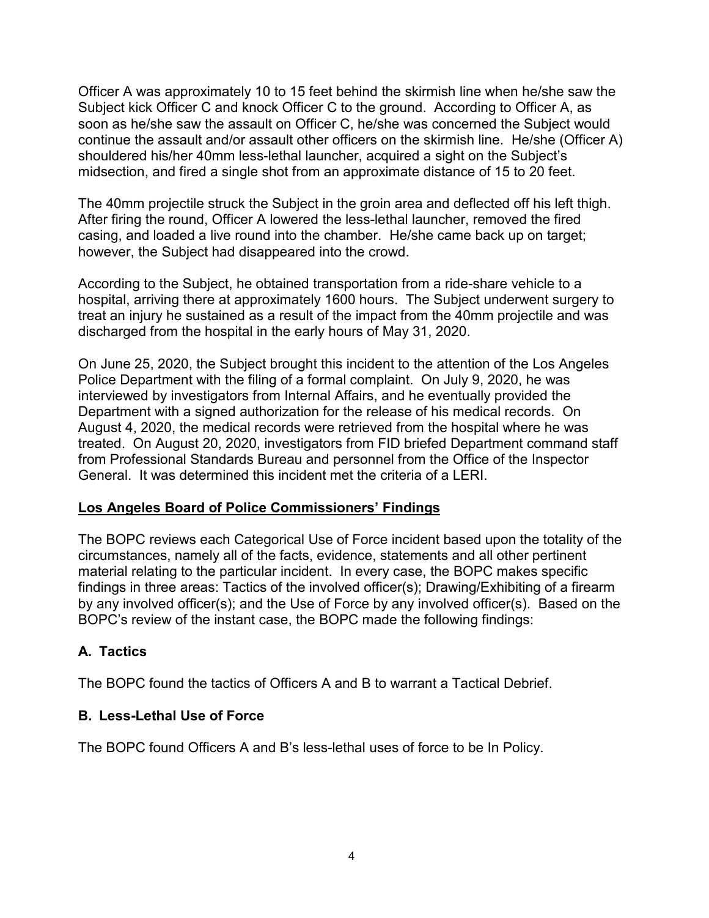Officer A was approximately 10 to 15 feet behind the skirmish line when he/she saw the Subject kick Officer C and knock Officer C to the ground. According to Officer A, as soon as he/she saw the assault on Officer C, he/she was concerned the Subject would continue the assault and/or assault other officers on the skirmish line. He/she (Officer A) shouldered his/her 40mm less-lethal launcher, acquired a sight on the Subject's midsection, and fired a single shot from an approximate distance of 15 to 20 feet.

The 40mm projectile struck the Subject in the groin area and deflected off his left thigh. After firing the round, Officer A lowered the less-lethal launcher, removed the fired casing, and loaded a live round into the chamber. He/she came back up on target; however, the Subject had disappeared into the crowd.

According to the Subject, he obtained transportation from a ride-share vehicle to a hospital, arriving there at approximately 1600 hours. The Subject underwent surgery to treat an injury he sustained as a result of the impact from the 40mm projectile and was discharged from the hospital in the early hours of May 31, 2020.

On June 25, 2020, the Subject brought this incident to the attention of the Los Angeles Police Department with the filing of a formal complaint. On July 9, 2020, he was interviewed by investigators from Internal Affairs, and he eventually provided the Department with a signed authorization for the release of his medical records. On August 4, 2020, the medical records were retrieved from the hospital where he was treated. On August 20, 2020, investigators from FID briefed Department command staff from Professional Standards Bureau and personnel from the Office of the Inspector General. It was determined this incident met the criteria of a LERI.

## Los Angeles Board of Police Commissioners' Findings

The BOPC reviews each Categorical Use of Force incident based upon the totality of the circumstances, namely all of the facts, evidence, statements and all other pertinent material relating to the particular incident. In every case, the BOPC makes specific findings in three areas: Tactics of the involved officer(s); Drawing/Exhibiting of a firearm by any involved officer(s); and the Use of Force by any involved officer(s). Based on the BOPC's review of the instant case, the BOPC made the following findings:

### A. Tactics

The BOPC found the tactics of Officers A and B to warrant a Tactical Debrief.

### B. Less-Lethal Use of Force

The BOPC found Officers A and B's less-lethal uses of force to be In Policy.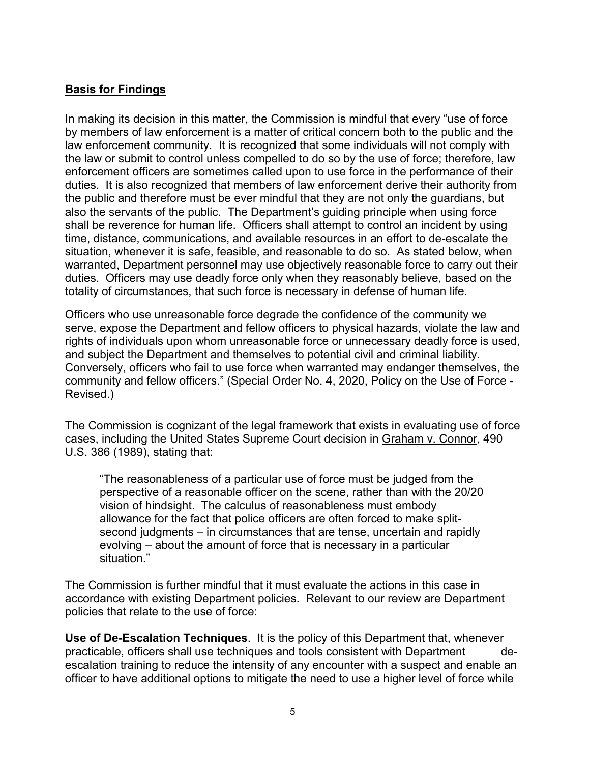## **Basis for Findings**

In making its decision in this matter, the Commission is mindful that every "use of force by members of law enforcement is a matter of critical concern both to the public and the law enforcement community. It is recognized that some individuals will not comply with the law or submit to control unless compelled to do so by the use of force; therefore, law enforcement officers are sometimes called upon to use force in the performance of their duties. It is also recognized that members of law enforcement derive their authority from the public and therefore must be ever mindful that they are not only the guardians, but also the servants of the public. The Department's guiding principle when using force shall be reverence for human life. Officers shall attempt to control an incident by using time, distance, communications, and available resources in an effort to de-escalate the situation, whenever it is safe, feasible, and reasonable to do so. As stated below, when warranted, Department personnel may use objectively reasonable force to carry out their duties. Officers may use deadly force only when they reasonably believe, based on the totality of circumstances, that such force is necessary in defense of human life.

Officers who use unreasonable force degrade the confidence of the community we serve, expose the Department and fellow officers to physical hazards, violate the law and rights of individuals upon whom unreasonable force or unnecessary deadly force is used, and subject the Department and themselves to potential civil and criminal liability. Conversely, officers who fail to use force when warranted may endanger themselves, the community and fellow officers." (Special Order No. 4, 2020, Policy on the Use of Force - Revised.)

The Commission is cognizant of the legal framework that exists in evaluating use of force cases, including the United States Supreme Court decision in Graham v. Connor, 490 U.S. 386 (1989), stating that:

> "The reasonableness of a particular use of force must be judged from the perspective of a reasonable officer on the scene, rather than with the 20/20 vision of hindsight. The calculus of reasonableness must embody allowance for the fact that police officers are often forced to make split-second judgments – in circumstances that are tense, uncertain and rapidly evolving – about the amount of force that is necessary in a particular situation."

The Commission is further mindful that it must evaluate the actions in this case in accordance with existing Department policies. Relevant to our review are Department policies that relate to the use of force:

**Use of De-Escalation Techniques**. It is the policy of this Department that, whenever practicable, officers shall use techniques and tools consistent with Department de-escalation training to reduce the intensity of any encounter with a suspect and enable an officer to have additional options to mitigate the need to use a higher level of force while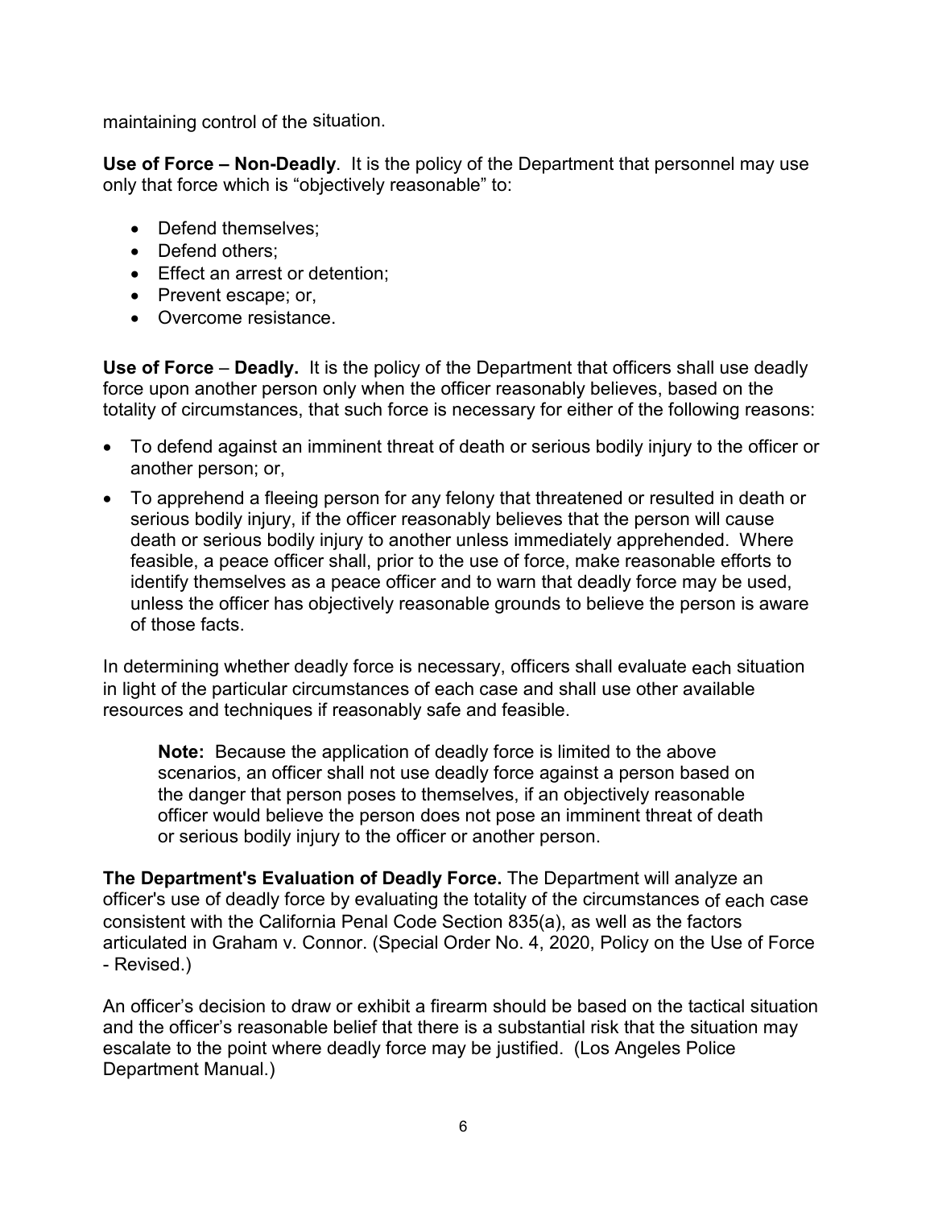maintaining control of the situation.

**Use of Force – Non-Deadly**. It is the policy of the Department that personnel may use only that force which is "objectively reasonable" to:

- Defend themselves;
- Defend others;
- Effect an arrest or detention;
- Prevent escape; or,
- Overcome resistance.

**Use of Force** – **Deadly.** It is the policy of the Department that officers shall use deadly force upon another person only when the officer reasonably believes, based on the totality of circumstances, that such force is necessary for either of the following reasons:

- To defend against an imminent threat of death or serious bodily injury to the officer or another person; or,
- To apprehend a fleeing person for any felony that threatened or resulted in death or serious bodily injury, if the officer reasonably believes that the person will cause death or serious bodily injury to another unless immediately apprehended. Where feasible, a peace officer shall, prior to the use of force, make reasonable efforts to identify themselves as a peace officer and to warn that deadly force may be used, unless the officer has objectively reasonable grounds to believe the person is aware of those facts.

In determining whether deadly force is necessary, officers shall evaluate each situation in light of the particular circumstances of each case and shall use other available resources and techniques if reasonably safe and feasible.

> **Note:** Because the application of deadly force is limited to the above scenarios, an officer shall not use deadly force against a person based on the danger that person poses to themselves, if an objectively reasonable officer would believe the person does not pose an imminent threat of death or serious bodily injury to the officer or another person.

**The Department's Evaluation of Deadly Force.** The Department will analyze an officer's use of deadly force by evaluating the totality of the circumstances of each case consistent with the California Penal Code Section 835(a), as well as the factors articulated in Graham v. Connor. (Special Order No. 4, 2020, Policy on the Use of Force - Revised.)

An officer's decision to draw or exhibit a firearm should be based on the tactical situation and the officer's reasonable belief that there is a substantial risk that the situation may escalate to the point where deadly force may be justified. (Los Angeles Police Department Manual.)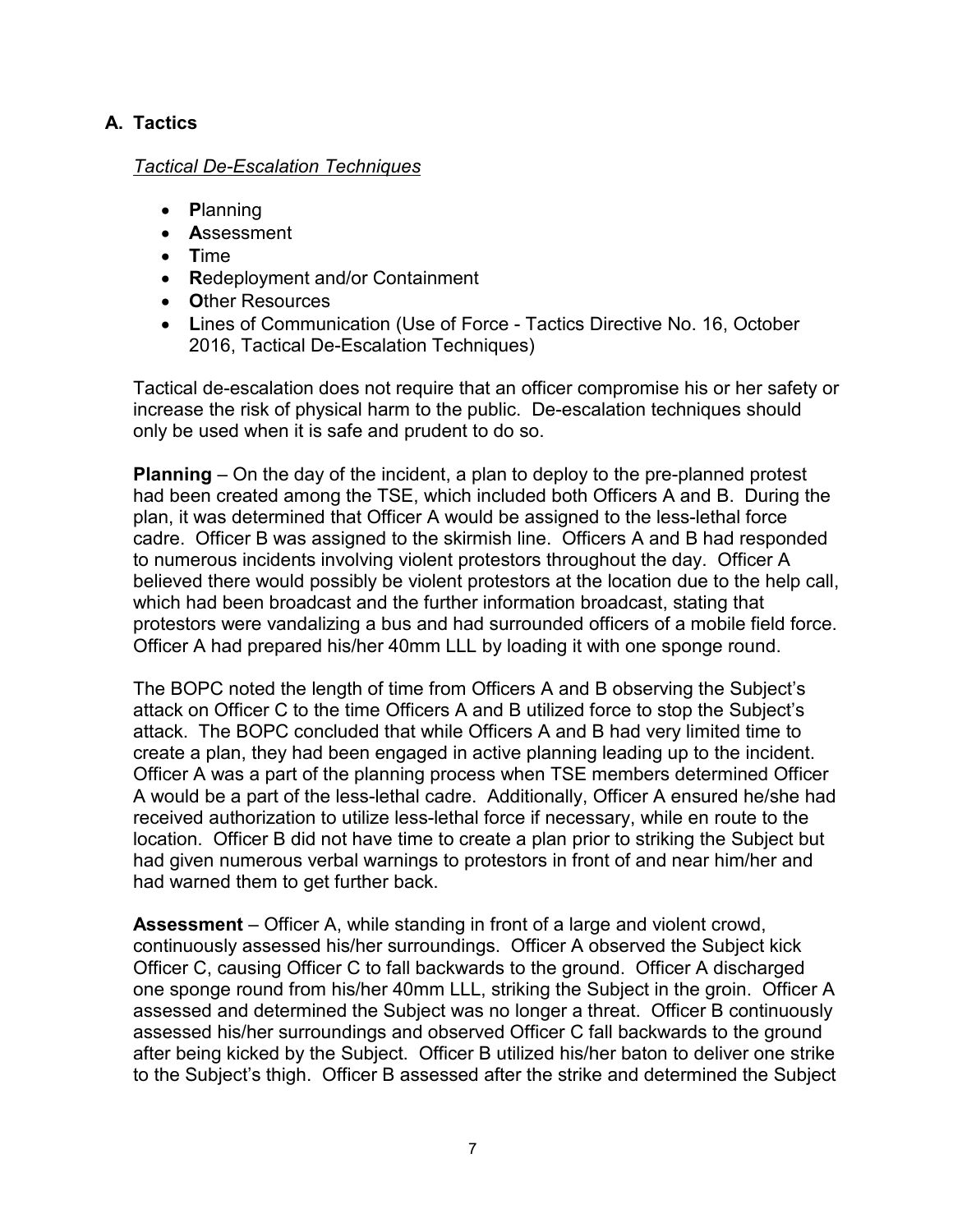## A. Tactics

*Tactical De-Escalation Techniques*

- **P**lanning
- **A**ssessment
- **T**ime
- **R**edeployment and/or Containment
- **O**ther Resources
- **L**ines of Communication (Use of Force - Tactics Directive No. 16, October 2016, Tactical De-Escalation Techniques)

Tactical de-escalation does not require that an officer compromise his or her safety or increase the risk of physical harm to the public. De-escalation techniques should only be used when it is safe and prudent to do so.

**Planning** – On the day of the incident, a plan to deploy to the pre-planned protest had been created among the TSE, which included both Officers A and B. During the plan, it was determined that Officer A would be assigned to the less-lethal force cadre. Officer B was assigned to the skirmish line. Officers A and B had responded to numerous incidents involving violent protestors throughout the day. Officer A believed there would possibly be violent protestors at the location due to the help call, which had been broadcast and the further information broadcast, stating that protestors were vandalizing a bus and had surrounded officers of a mobile field force. Officer A had prepared his/her 40mm LLL by loading it with one sponge round.

The BOPC noted the length of time from Officers A and B observing the Subject's attack on Officer C to the time Officers A and B utilized force to stop the Subject's attack. The BOPC concluded that while Officers A and B had very limited time to create a plan, they had been engaged in active planning leading up to the incident. Officer A was a part of the planning process when TSE members determined Officer A would be a part of the less-lethal cadre. Additionally, Officer A ensured he/she had received authorization to utilize less-lethal force if necessary, while en route to the location. Officer B did not have time to create a plan prior to striking the Subject but had given numerous verbal warnings to protestors in front of and near him/her and had warned them to get further back.

**Assessment** – Officer A, while standing in front of a large and violent crowd, continuously assessed his/her surroundings. Officer A observed the Subject kick Officer C, causing Officer C to fall backwards to the ground. Officer A discharged one sponge round from his/her 40mm LLL, striking the Subject in the groin. Officer A assessed and determined the Subject was no longer a threat. Officer B continuously assessed his/her surroundings and observed Officer C fall backwards to the ground after being kicked by the Subject. Officer B utilized his/her baton to deliver one strike to the Subject's thigh. Officer B assessed after the strike and determined the Subject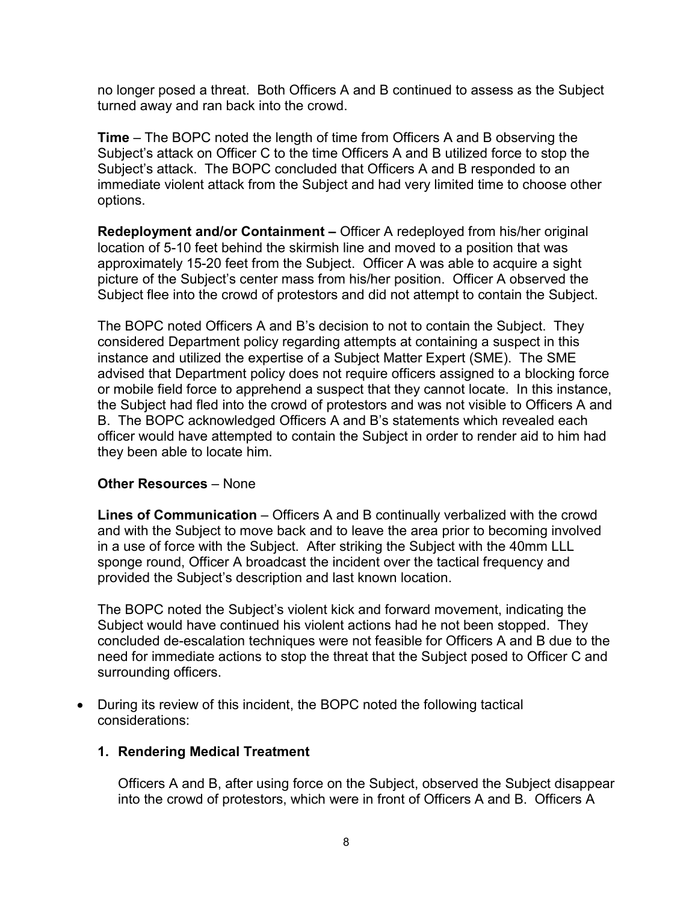no longer posed a threat. Both Officers A and B continued to assess as the Subject turned away and ran back into the crowd.

**Time** – The BOPC noted the length of time from Officers A and B observing the Subject's attack on Officer C to the time Officers A and B utilized force to stop the Subject's attack. The BOPC concluded that Officers A and B responded to an immediate violent attack from the Subject and had very limited time to choose other options.

**Redeployment and/or Containment –** Officer A redeployed from his/her original location of 5-10 feet behind the skirmish line and moved to a position that was approximately 15-20 feet from the Subject. Officer A was able to acquire a sight picture of the Subject's center mass from his/her position. Officer A observed the Subject flee into the crowd of protestors and did not attempt to contain the Subject.

The BOPC noted Officers A and B's decision to not to contain the Subject. They considered Department policy regarding attempts at containing a suspect in this instance and utilized the expertise of a Subject Matter Expert (SME). The SME advised that Department policy does not require officers assigned to a blocking force or mobile field force to apprehend a suspect that they cannot locate. In this instance, the Subject had fled into the crowd of protestors and was not visible to Officers A and B. The BOPC acknowledged Officers A and B's statements which revealed each officer would have attempted to contain the Subject in order to render aid to him had they been able to locate him.

**Other Resources** – None

**Lines of Communication** – Officers A and B continually verbalized with the crowd and with the Subject to move back and to leave the area prior to becoming involved in a use of force with the Subject. After striking the Subject with the 40mm LLL sponge round, Officer A broadcast the incident over the tactical frequency and provided the Subject's description and last known location.

The BOPC noted the Subject's violent kick and forward movement, indicating the Subject would have continued his violent actions had he not been stopped. They concluded de-escalation techniques were not feasible for Officers A and B due to the need for immediate actions to stop the threat that the Subject posed to Officer C and surrounding officers.

- During its review of this incident, the BOPC noted the following tactical considerations:

  **1. Rendering Medical Treatment**

  Officers A and B, after using force on the Subject, observed the Subject disappear into the crowd of protestors, which were in front of Officers A and B. Officers A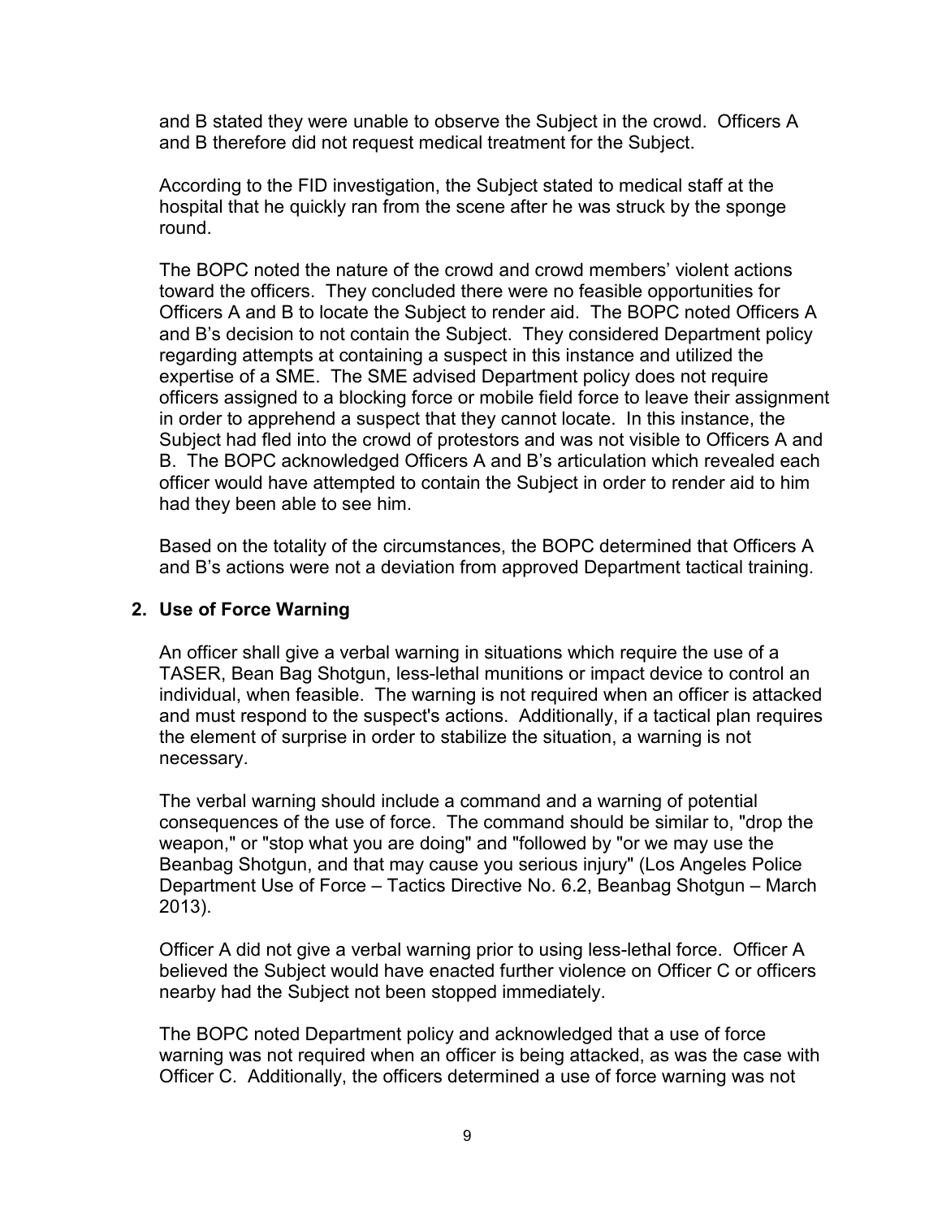and B stated they were unable to observe the Subject in the crowd. Officers A and B therefore did not request medical treatment for the Subject.

According to the FID investigation, the Subject stated to medical staff at the hospital that he quickly ran from the scene after he was struck by the sponge round.

The BOPC noted the nature of the crowd and crowd members' violent actions toward the officers. They concluded there were no feasible opportunities for Officers A and B to locate the Subject to render aid. The BOPC noted Officers A and B's decision to not contain the Subject. They considered Department policy regarding attempts at containing a suspect in this instance and utilized the expertise of a SME. The SME advised Department policy does not require officers assigned to a blocking force or mobile field force to leave their assignment in order to apprehend a suspect that they cannot locate. In this instance, the Subject had fled into the crowd of protestors and was not visible to Officers A and B. The BOPC acknowledged Officers A and B's articulation which revealed each officer would have attempted to contain the Subject in order to render aid to him had they been able to see him.

Based on the totality of the circumstances, the BOPC determined that Officers A and B's actions were not a deviation from approved Department tactical training.

**2. Use of Force Warning**

An officer shall give a verbal warning in situations which require the use of a TASER, Bean Bag Shotgun, less-lethal munitions or impact device to control an individual, when feasible. The warning is not required when an officer is attacked and must respond to the suspect's actions. Additionally, if a tactical plan requires the element of surprise in order to stabilize the situation, a warning is not necessary.

The verbal warning should include a command and a warning of potential consequences of the use of force. The command should be similar to, "drop the weapon," or "stop what you are doing" and "followed by "or we may use the Beanbag Shotgun, and that may cause you serious injury" (Los Angeles Police Department Use of Force – Tactics Directive No. 6.2, Beanbag Shotgun – March 2013).

Officer A did not give a verbal warning prior to using less-lethal force. Officer A believed the Subject would have enacted further violence on Officer C or officers nearby had the Subject not been stopped immediately.

The BOPC noted Department policy and acknowledged that a use of force warning was not required when an officer is being attacked, as was the case with Officer C. Additionally, the officers determined a use of force warning was not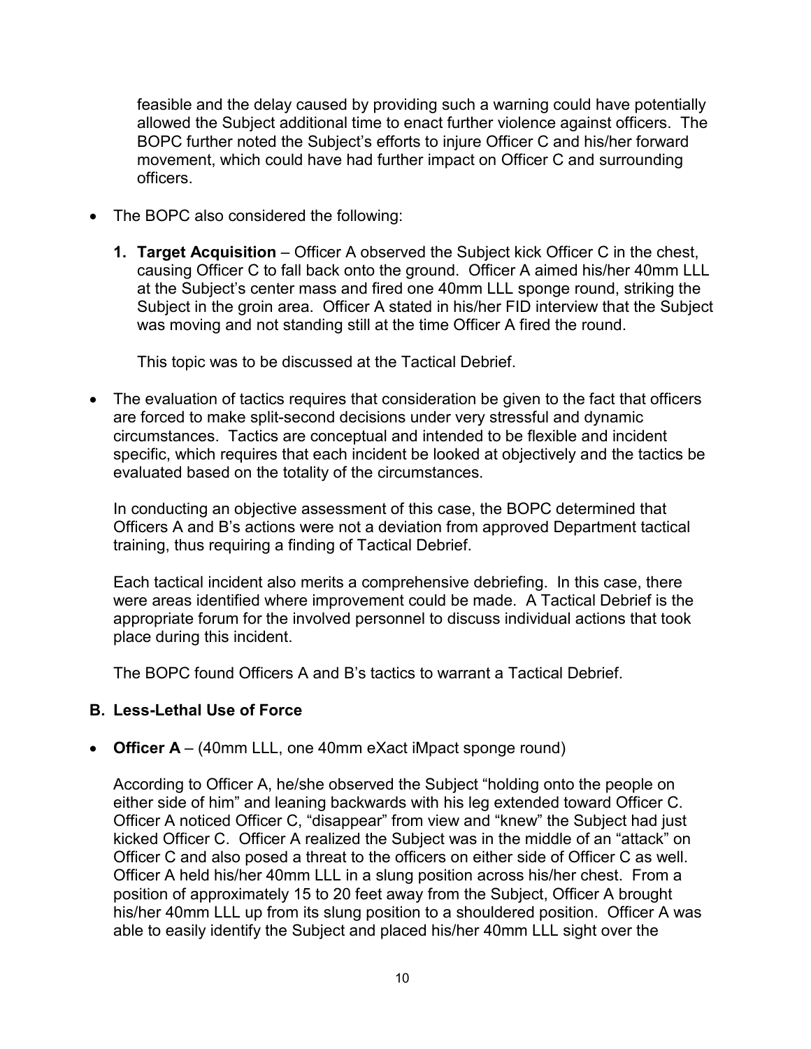feasible and the delay caused by providing such a warning could have potentially allowed the Subject additional time to enact further violence against officers. The BOPC further noted the Subject's efforts to injure Officer C and his/her forward movement, which could have had further impact on Officer C and surrounding officers.

- The BOPC also considered the following:

  1. **Target Acquisition** – Officer A observed the Subject kick Officer C in the chest, causing Officer C to fall back onto the ground. Officer A aimed his/her 40mm LLL at the Subject's center mass and fired one 40mm LLL sponge round, striking the Subject in the groin area. Officer A stated in his/her FID interview that the Subject was moving and not standing still at the time Officer A fired the round.

     This topic was to be discussed at the Tactical Debrief.

- The evaluation of tactics requires that consideration be given to the fact that officers are forced to make split-second decisions under very stressful and dynamic circumstances. Tactics are conceptual and intended to be flexible and incident specific, which requires that each incident be looked at objectively and the tactics be evaluated based on the totality of the circumstances.

  In conducting an objective assessment of this case, the BOPC determined that Officers A and B's actions were not a deviation from approved Department tactical training, thus requiring a finding of Tactical Debrief.

  Each tactical incident also merits a comprehensive debriefing. In this case, there were areas identified where improvement could be made. A Tactical Debrief is the appropriate forum for the involved personnel to discuss individual actions that took place during this incident.

  The BOPC found Officers A and B's tactics to warrant a Tactical Debrief.

### B. Less-Lethal Use of Force

- **Officer A** – (40mm LLL, one 40mm eXact iMpact sponge round)

  According to Officer A, he/she observed the Subject "holding onto the people on either side of him" and leaning backwards with his leg extended toward Officer C. Officer A noticed Officer C, "disappear" from view and "knew" the Subject had just kicked Officer C. Officer A realized the Subject was in the middle of an "attack" on Officer C and also posed a threat to the officers on either side of Officer C as well. Officer A held his/her 40mm LLL in a slung position across his/her chest. From a position of approximately 15 to 20 feet away from the Subject, Officer A brought his/her 40mm LLL up from its slung position to a shouldered position. Officer A was able to easily identify the Subject and placed his/her 40mm LLL sight over the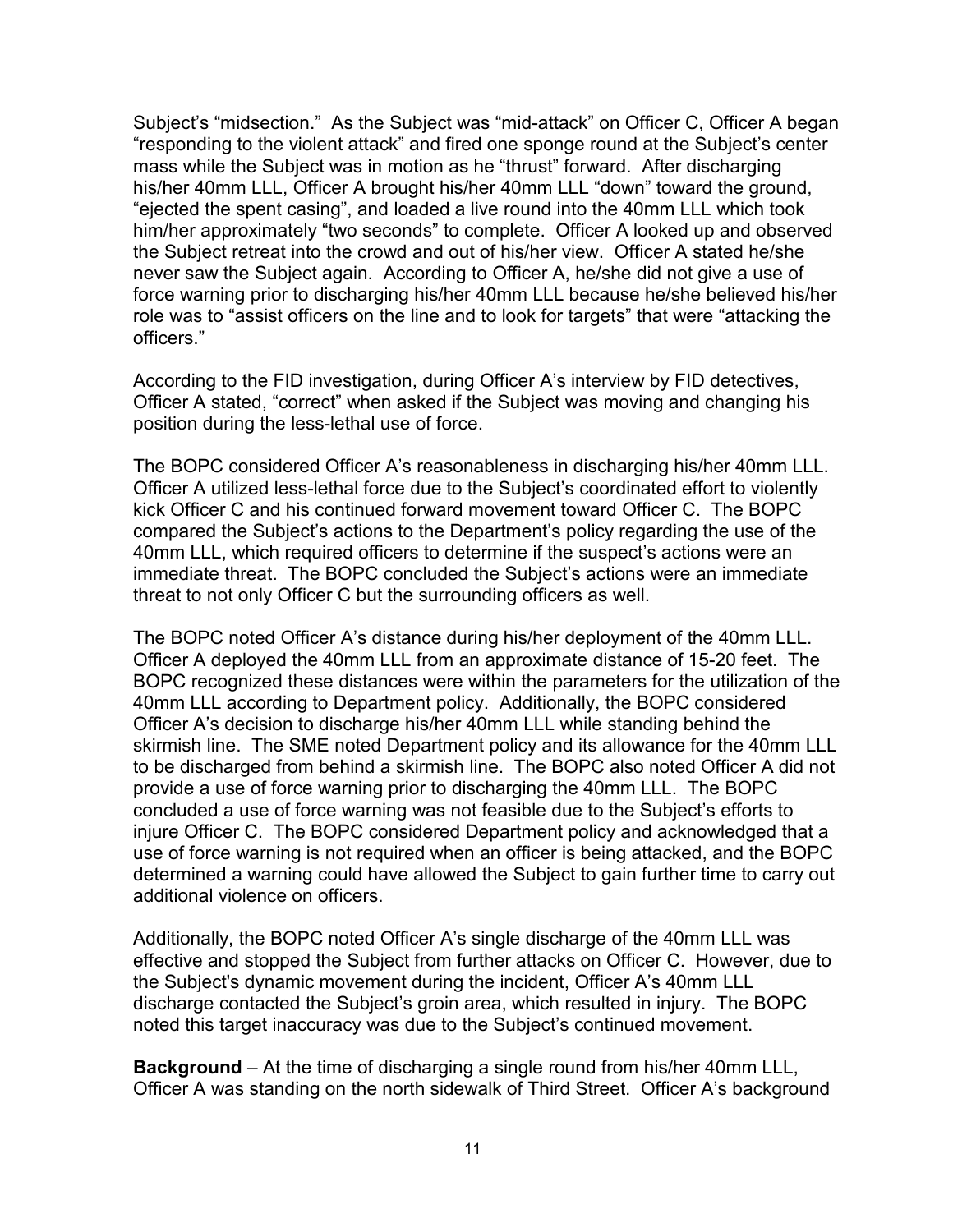Subject's "midsection." As the Subject was "mid-attack" on Officer C, Officer A began "responding to the violent attack" and fired one sponge round at the Subject's center mass while the Subject was in motion as he "thrust" forward. After discharging his/her 40mm LLL, Officer A brought his/her 40mm LLL "down" toward the ground, "ejected the spent casing", and loaded a live round into the 40mm LLL which took him/her approximately "two seconds" to complete. Officer A looked up and observed the Subject retreat into the crowd and out of his/her view. Officer A stated he/she never saw the Subject again. According to Officer A, he/she did not give a use of force warning prior to discharging his/her 40mm LLL because he/she believed his/her role was to "assist officers on the line and to look for targets" that were "attacking the officers."

According to the FID investigation, during Officer A's interview by FID detectives, Officer A stated, "correct" when asked if the Subject was moving and changing his position during the less-lethal use of force.

The BOPC considered Officer A's reasonableness in discharging his/her 40mm LLL. Officer A utilized less-lethal force due to the Subject's coordinated effort to violently kick Officer C and his continued forward movement toward Officer C. The BOPC compared the Subject's actions to the Department's policy regarding the use of the 40mm LLL, which required officers to determine if the suspect's actions were an immediate threat. The BOPC concluded the Subject's actions were an immediate threat to not only Officer C but the surrounding officers as well.

The BOPC noted Officer A's distance during his/her deployment of the 40mm LLL. Officer A deployed the 40mm LLL from an approximate distance of 15-20 feet. The BOPC recognized these distances were within the parameters for the utilization of the 40mm LLL according to Department policy. Additionally, the BOPC considered Officer A's decision to discharge his/her 40mm LLL while standing behind the skirmish line. The SME noted Department policy and its allowance for the 40mm LLL to be discharged from behind a skirmish line. The BOPC also noted Officer A did not provide a use of force warning prior to discharging the 40mm LLL. The BOPC concluded a use of force warning was not feasible due to the Subject's efforts to injure Officer C. The BOPC considered Department policy and acknowledged that a use of force warning is not required when an officer is being attacked, and the BOPC determined a warning could have allowed the Subject to gain further time to carry out additional violence on officers.

Additionally, the BOPC noted Officer A's single discharge of the 40mm LLL was effective and stopped the Subject from further attacks on Officer C. However, due to the Subject's dynamic movement during the incident, Officer A's 40mm LLL discharge contacted the Subject's groin area, which resulted in injury. The BOPC noted this target inaccuracy was due to the Subject's continued movement.

**Background** – At the time of discharging a single round from his/her 40mm LLL, Officer A was standing on the north sidewalk of Third Street. Officer A's background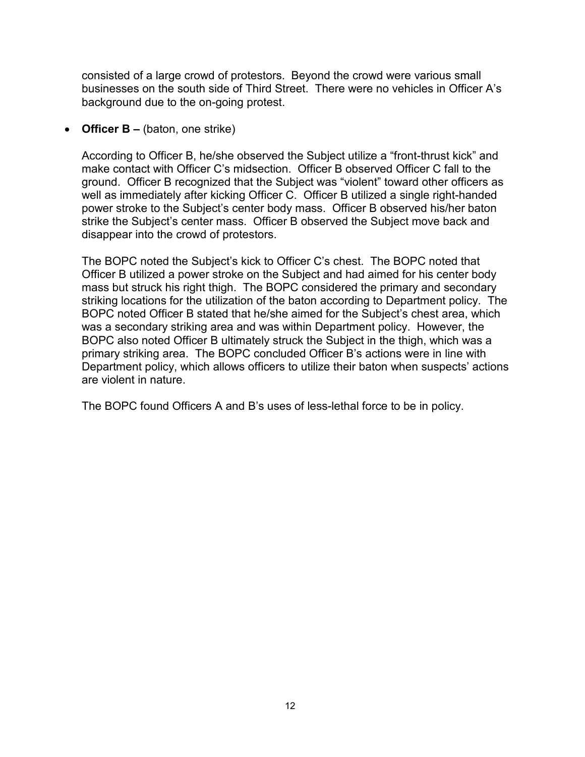consisted of a large crowd of protestors. Beyond the crowd were various small businesses on the south side of Third Street. There were no vehicles in Officer A's background due to the on-going protest.

- **Officer B –** (baton, one strike)

  According to Officer B, he/she observed the Subject utilize a "front-thrust kick" and make contact with Officer C's midsection. Officer B observed Officer C fall to the ground. Officer B recognized that the Subject was "violent" toward other officers as well as immediately after kicking Officer C. Officer B utilized a single right-handed power stroke to the Subject's center body mass. Officer B observed his/her baton strike the Subject's center mass. Officer B observed the Subject move back and disappear into the crowd of protestors.

  The BOPC noted the Subject's kick to Officer C's chest. The BOPC noted that Officer B utilized a power stroke on the Subject and had aimed for his center body mass but struck his right thigh. The BOPC considered the primary and secondary striking locations for the utilization of the baton according to Department policy. The BOPC noted Officer B stated that he/she aimed for the Subject's chest area, which was a secondary striking area and was within Department policy. However, the BOPC also noted Officer B ultimately struck the Subject in the thigh, which was a primary striking area. The BOPC concluded Officer B's actions were in line with Department policy, which allows officers to utilize their baton when suspects' actions are violent in nature.

  The BOPC found Officers A and B's uses of less-lethal force to be in policy.